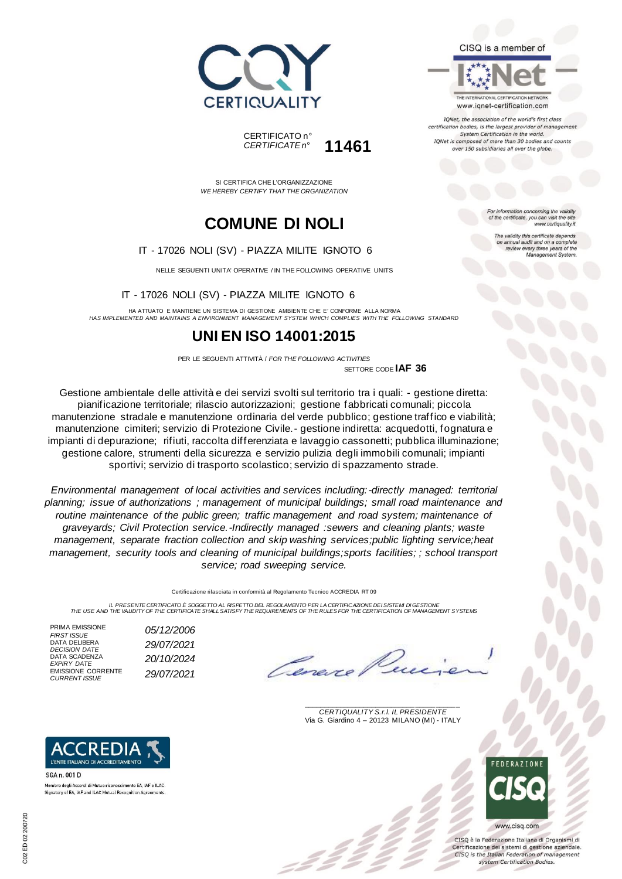CERTIQUALITY

CISQ is a member of

IQNet

THE INTERNATIONAL CERTIFICATION NETWORK
www.iqnet-certification.com

*IQNet, the association of the world's first class certification bodies, is the largest provider of management System Certification in the world. IQNet is composed of more than 30 bodies and counts over 150 subsidiaries all over the globe.*

CERTIFICATO n°
*CERTIFICATE n°* **11461**

SI CERTIFICA CHE L'ORGANIZZAZIONE
*WE HEREBY CERTIFY THAT THE ORGANIZATION*

*For information concerning the validity of the certificate, you can visit the site www.certiquality.it*

*The validity this certificate depends on annual audit and on a complete review every three years of the Management System.*

# COMUNE DI NOLI

IT - 17026 NOLI (SV) - PIAZZA MILITE IGNOTO 6

NELLE SEGUENTI UNITA' OPERATIVE / IN THE FOLLOWING OPERATIVE UNITS

IT - 17026 NOLI (SV) - PIAZZA MILITE IGNOTO 6

HA ATTUATO E MANTIENE UN SISTEMA DI GESTIONE AMBIENTE CHE E' CONFORME ALLA NORMA
*HAS IMPLEMENTED AND MAINTAINS A ENVIRONMENT MANAGEMENT SYSTEM WHICH COMPLIES WITH THE FOLLOWING STANDARD*

# UNI EN ISO 14001:2015

PER LE SEGUENTI ATTIVITÀ / *FOR THE FOLLOWING ACTIVITIES*

SETTORE CODE **IAF 36**

Gestione ambientale delle attività e dei servizi svolti sul territorio tra i quali: - gestione diretta: pianificazione territoriale; rilascio autorizzazioni; gestione fabbricati comunali; piccola manutenzione stradale e manutenzione ordinaria del verde pubblico; gestione traffico e viabilità; manutenzione cimiteri; servizio di Protezione Civile.- gestione indiretta: acquedotti, fognatura e impianti di depurazione; rifiuti, raccolta differenziata e lavaggio cassonetti; pubblica illuminazione; gestione calore, strumenti della sicurezza e servizio pulizia degli immobili comunali; impianti sportivi; servizio di trasporto scolastico; servizio di spazzamento strade.

*Environmental management of local activities and services including:-directly managed: territorial planning; issue of authorizations ; management of municipal buildings; small road maintenance and routine maintenance of the public green; traffic management and road system; maintenance of graveyards; Civil Protection service.-Indirectly managed :sewers and cleaning plants; waste management, separate fraction collection and skip washing services;public lighting service;heat management, security tools and cleaning of municipal buildings;sports facilities; ; school transport service; road sweeping service.*

Certificazione rilasciata in conformità al Regolamento Tecnico ACCREDIA RT 09

*IL PRESENTE CERTIFICATO È SOGGETTO AL RISPETTO DEL REGOLAMENTO PER LA CERTIFICAZIONE DEI SISTEMI DI GESTIONE*
*THE USE AND THE VALIDITY OF THE CERTIFICATE SHALL SATISFY THE REQUIREMENTS OF THE RULES FOR THE CERTIFICATION OF MANAGEMENT SYSTEMS*

| | |
|---|---|
| PRIMA EMISSIONE *FIRST ISSUE* | *05/12/2006* |
| DATA DELIBERA *DECISION DATE* | *29/07/2021* |
| DATA SCADENZA *EXPIRY DATE* | *20/10/2024* |
| EMISSIONE CORRENTE *CURRENT ISSUE* | *29/07/2021* |

*CERTIQUALITY S.r.l. IL PRESIDENTE*
Via G. Giardino 4 – 20123 MILANO (MI) - ITALY

ACCREDIA
L'ENTE ITALIANO DI ACCREDITAMENTO

SGA n. 001 D

Membro degli Accordi di Mutuo riconoscimento EA, IAF e ILAC.
Signatory of EA, IAF and ILAC Mutual Recognition Agreements.

FEDERAZIONE CISQ

www.cisq.com

CISQ è la Federazione Italiana di Organismi di Certificazione dei sistemi di gestione aziendale.
*CISQ is the Italian Federation of management system Certification Bodies.*

C02 ED 02 200720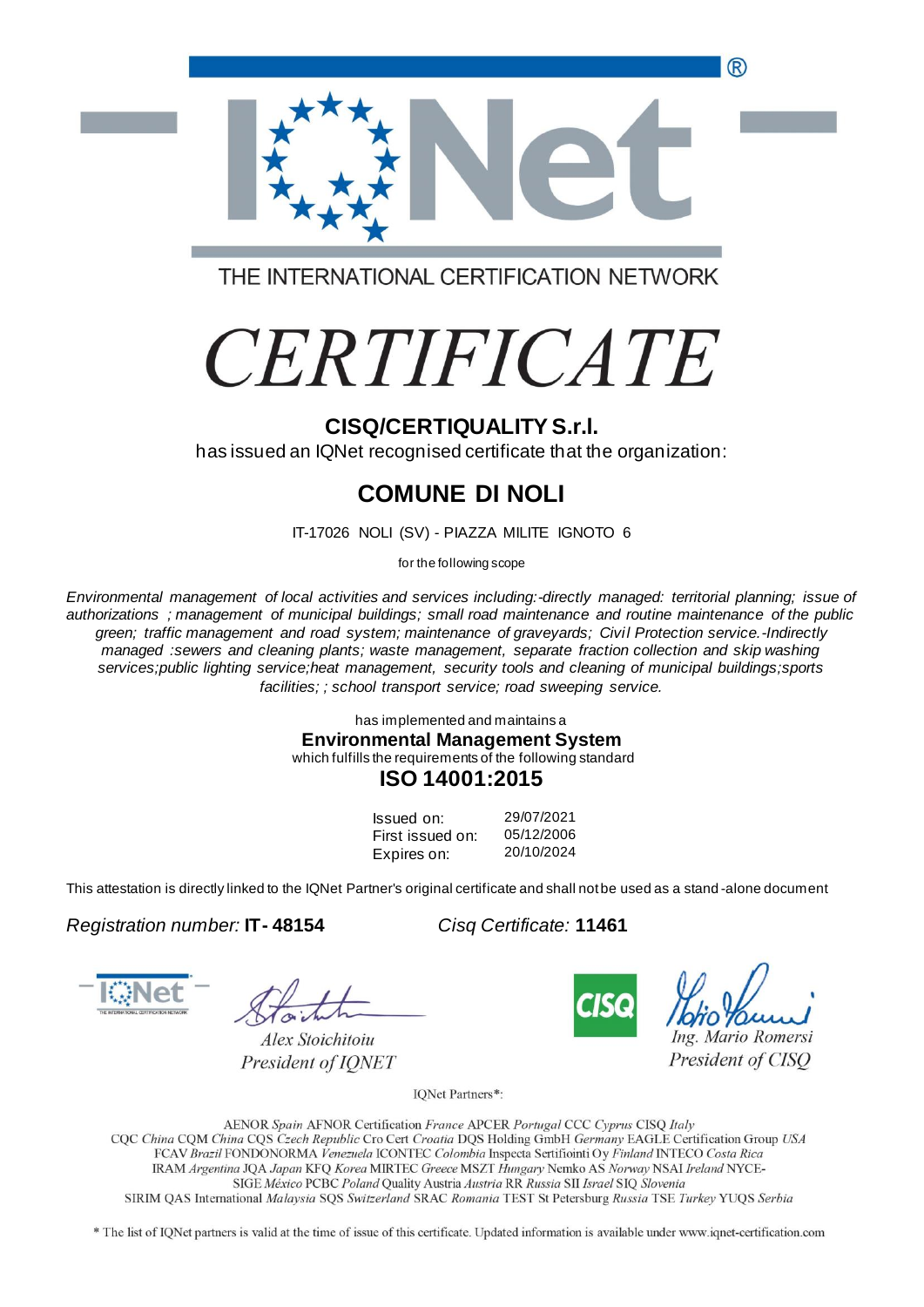THE INTERNATIONAL CERTIFICATION NETWORK

# CERTIFICATE

## CISQ/CERTIQUALITY S.r.l.

has issued an IQNet recognised certificate that the organization:

## COMUNE DI NOLI

IT-17026 NOLI (SV) - PIAZZA MILITE IGNOTO 6

for the following scope

*Environmental management of local activities and services including:-directly managed: territorial planning; issue of authorizations ; management of municipal buildings; small road maintenance and routine maintenance of the public green; traffic management and road system; maintenance of graveyards; Civil Protection service.-Indirectly managed :sewers and cleaning plants; waste management, separate fraction collection and skip washing services;public lighting service;heat management, security tools and cleaning of municipal buildings;sports facilities; ; school transport service; road sweeping service.*

has implemented and maintains a

**Environmental Management System**

which fulfills the requirements of the following standard

**ISO 14001:2015**

| | |
|---|---|
| Issued on: | 29/07/2021 |
| First issued on: | 05/12/2006 |
| Expires on: | 20/10/2024 |

This attestation is directly linked to the IQNet Partner's original certificate and shall not be used as a stand-alone document

*Registration number:* **IT - 48154** *Cisq Certificate:* **11461**

*Alex Stoichitoiu*
*President of IQNET*

*Ing. Mario Romersi*
*President of CISQ*

IQNet Partners*:

AENOR *Spain* AFNOR Certification *France* APCER *Portugal* CCC *Cyprus* CISQ *Italy*
CQC *China* CQM *China* CQS *Czech Republic* Cro Cert *Croatia* DQS Holding GmbH *Germany* EAGLE Certification Group *USA*
FCAV *Brazil* FONDONORMA *Venezuela* ICONTEC *Colombia* Inspecta Sertifiointi Oy *Finland* INTECO *Costa Rica*
IRAM *Argentina* JQA *Japan* KFQ *Korea* MIRTEC *Greece* MSZT *Hungary* Nemko AS *Norway* NSAI *Ireland* NYCE-SIGE *México* PCBC *Poland* Quality Austria *Austria* RR *Russia* SII *Israel* SIQ *Slovenia*
SIRIM QAS International *Malaysia* SQS *Switzerland* SRAC *Romania* TEST St Petersburg *Russia* TSE *Turkey* YUQS *Serbia*

* The list of IQNet partners is valid at the time of issue of this certificate. Updated information is available under www.iqnet-certification.com